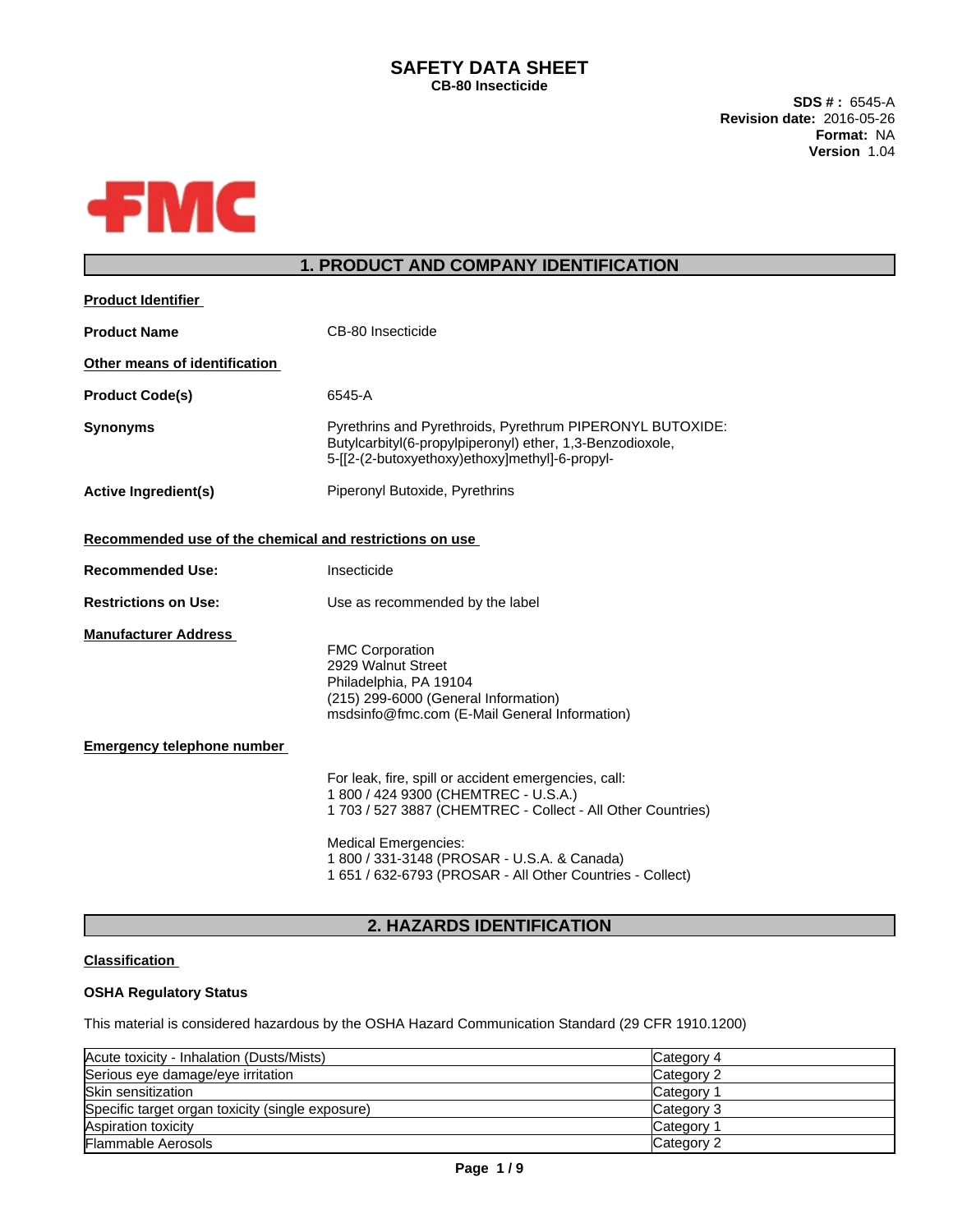# SAFETY DATA SHEET

**CB-80 Insecticide**

**SDS # :** 6545-A
**Revision date:** 2016-05-26
**Format:** NA
**Version** 1.04

## 1. PRODUCT AND COMPANY IDENTIFICATION

**Product Identifier**

**Product Name** CB-80 Insecticide

**Other means of identification**

**Product Code(s)** 6545-A

**Synonyms** Pyrethrins and Pyrethroids, Pyrethrum PIPERONYL BUTOXIDE: Butylcarbityl(6-propylpiperonyl) ether, 1,3-Benzodioxole, 5-[[2-(2-butoxyethoxy)ethoxy]methyl]-6-propyl-

**Active Ingredient(s)** Piperonyl Butoxide, Pyrethrins

**Recommended use of the chemical and restrictions on use**

**Recommended Use:** Insecticide

**Restrictions on Use:** Use as recommended by the label

**Manufacturer Address**

FMC Corporation
2929 Walnut Street
Philadelphia, PA 19104
(215) 299-6000 (General Information)
msdsinfo@fmc.com (E-Mail General Information)

**Emergency telephone number**

For leak, fire, spill or accident emergencies, call:
1 800 / 424 9300 (CHEMTREC - U.S.A.)
1 703 / 527 3887 (CHEMTREC - Collect - All Other Countries)

Medical Emergencies:
1 800 / 331-3148 (PROSAR - U.S.A. & Canada)
1 651 / 632-6793 (PROSAR - All Other Countries - Collect)

## 2. HAZARDS IDENTIFICATION

**Classification**

**OSHA Regulatory Status**

This material is considered hazardous by the OSHA Hazard Communication Standard (29 CFR 1910.1200)

| Hazard | Category |
|---|---|
| Acute toxicity - Inhalation (Dusts/Mists) | Category 4 |
| Serious eye damage/eye irritation | Category 2 |
| Skin sensitization | Category 1 |
| Specific target organ toxicity (single exposure) | Category 3 |
| Aspiration toxicity | Category 1 |
| Flammable Aerosols | Category 2 |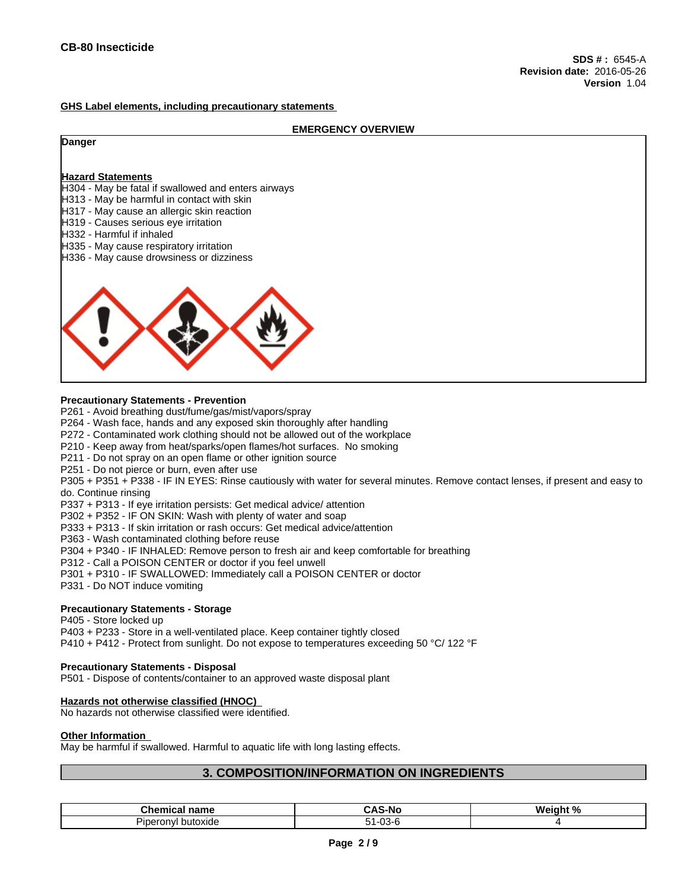**CB-80 Insecticide**

**SDS # :** 6545-A
**Revision date:** 2016-05-26
**Version** 1.04

## GHS Label elements, including precautionary statements

**EMERGENCY OVERVIEW**

**Danger**

**Hazard Statements**

H304 - May be fatal if swallowed and enters airways
H313 - May be harmful in contact with skin
H317 - May cause an allergic skin reaction
H319 - Causes serious eye irritation
H332 - Harmful if inhaled
H335 - May cause respiratory irritation
H336 - May cause drowsiness or dizziness

**Precautionary Statements - Prevention**

P261 - Avoid breathing dust/fume/gas/mist/vapors/spray
P264 - Wash face, hands and any exposed skin thoroughly after handling
P272 - Contaminated work clothing should not be allowed out of the workplace
P210 - Keep away from heat/sparks/open flames/hot surfaces. No smoking
P211 - Do not spray on an open flame or other ignition source
P251 - Do not pierce or burn, even after use
P305 + P351 + P338 - IF IN EYES: Rinse cautiously with water for several minutes. Remove contact lenses, if present and easy to do. Continue rinsing
P337 + P313 - If eye irritation persists: Get medical advice/ attention
P302 + P352 - IF ON SKIN: Wash with plenty of water and soap
P333 + P313 - If skin irritation or rash occurs: Get medical advice/attention
P363 - Wash contaminated clothing before reuse
P304 + P340 - IF INHALED: Remove person to fresh air and keep comfortable for breathing
P312 - Call a POISON CENTER or doctor if you feel unwell
P301 + P310 - IF SWALLOWED: Immediately call a POISON CENTER or doctor
P331 - Do NOT induce vomiting

**Precautionary Statements - Storage**

P405 - Store locked up
P403 + P233 - Store in a well-ventilated place. Keep container tightly closed
P410 + P412 - Protect from sunlight. Do not expose to temperatures exceeding 50 °C/ 122 °F

**Precautionary Statements - Disposal**

P501 - Dispose of contents/container to an approved waste disposal plant

**Hazards not otherwise classified (HNOC)**

No hazards not otherwise classified were identified.

**Other Information**

May be harmful if swallowed. Harmful to aquatic life with long lasting effects.

## 3. COMPOSITION/INFORMATION ON INGREDIENTS

| Chemical name | CAS-No | Weight % |
|---|---|---|
| Piperonyl butoxide | 51-03-6 | 4 |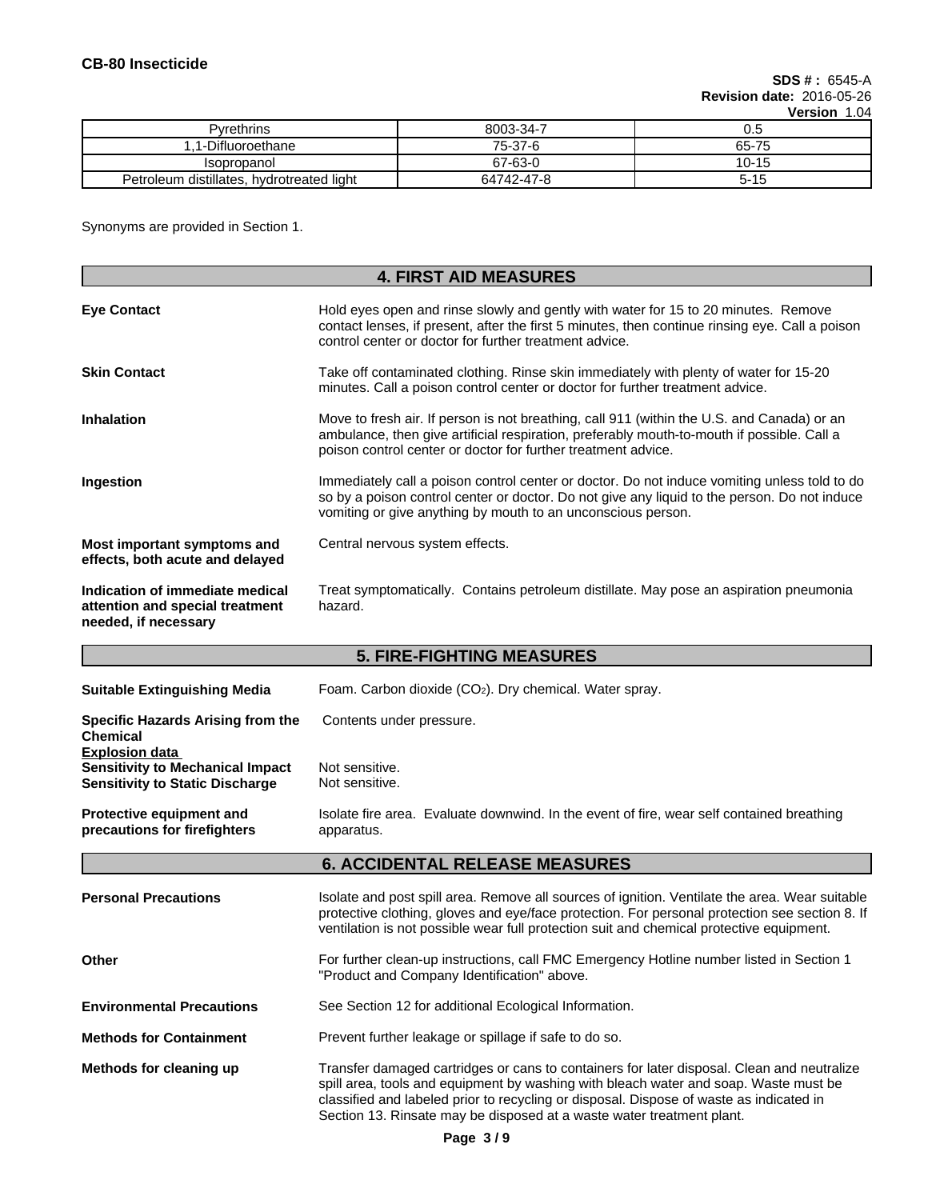| Pyrethrins | 8003-34-7 | 0.5 |
|---|---|---|
| 1,1-Difluoroethane | 75-37-6 | 65-75 |
| Isopropanol | 67-63-0 | 10-15 |
| Petroleum distillates, hydrotreated light | 64742-47-8 | 5-15 |

Synonyms are provided in Section 1.

## 4. FIRST AID MEASURES

**Eye Contact**
Hold eyes open and rinse slowly and gently with water for 15 to 20 minutes. Remove contact lenses, if present, after the first 5 minutes, then continue rinsing eye. Call a poison control center or doctor for further treatment advice.

**Skin Contact**
Take off contaminated clothing. Rinse skin immediately with plenty of water for 15-20 minutes. Call a poison control center or doctor for further treatment advice.

**Inhalation**
Move to fresh air. If person is not breathing, call 911 (within the U.S. and Canada) or an ambulance, then give artificial respiration, preferably mouth-to-mouth if possible. Call a poison control center or doctor for further treatment advice.

**Ingestion**
Immediately call a poison control center or doctor. Do not induce vomiting unless told to do so by a poison control center or doctor. Do not give any liquid to the person. Do not induce vomiting or give anything by mouth to an unconscious person.

**Most important symptoms and effects, both acute and delayed**
Central nervous system effects.

**Indication of immediate medical attention and special treatment needed, if necessary**
Treat symptomatically. Contains petroleum distillate. May pose an aspiration pneumonia hazard.

## 5. FIRE-FIGHTING MEASURES

**Suitable Extinguishing Media**
Foam. Carbon dioxide ($CO_2$). Dry chemical. Water spray.

**Specific Hazards Arising from the Chemical**
Contents under pressure.

**Explosion data**
**Sensitivity to Mechanical Impact** Not sensitive.
**Sensitivity to Static Discharge** Not sensitive.

**Protective equipment and precautions for firefighters**
Isolate fire area. Evaluate downwind. In the event of fire, wear self contained breathing apparatus.

## 6. ACCIDENTAL RELEASE MEASURES

**Personal Precautions**
Isolate and post spill area. Remove all sources of ignition. Ventilate the area. Wear suitable protective clothing, gloves and eye/face protection. For personal protection see section 8. If ventilation is not possible wear full protection suit and chemical protective equipment.

**Other**
For further clean-up instructions, call FMC Emergency Hotline number listed in Section 1 "Product and Company Identification" above.

**Environmental Precautions**
See Section 12 for additional Ecological Information.

**Methods for Containment**
Prevent further leakage or spillage if safe to do so.

**Methods for cleaning up**
Transfer damaged cartridges or cans to containers for later disposal. Clean and neutralize spill area, tools and equipment by washing with bleach water and soap. Waste must be classified and labeled prior to recycling or disposal. Dispose of waste as indicated in Section 13. Rinsate may be disposed at a waste water treatment plant.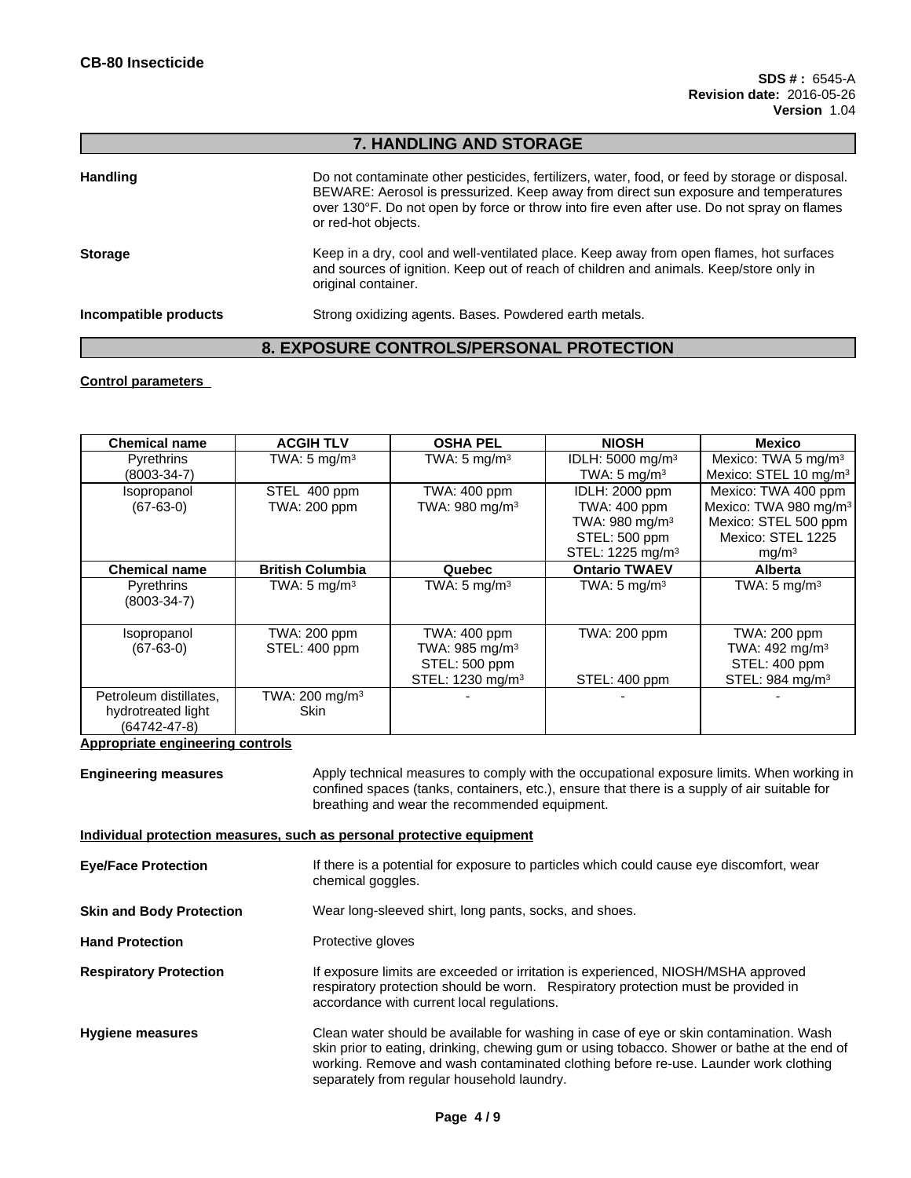## 7. HANDLING AND STORAGE

**Handling**

Do not contaminate other pesticides, fertilizers, water, food, or feed by storage or disposal. BEWARE: Aerosol is pressurized. Keep away from direct sun exposure and temperatures over 130°F. Do not open by force or throw into fire even after use. Do not spray on flames or red-hot objects.

**Storage**

Keep in a dry, cool and well-ventilated place. Keep away from open flames, hot surfaces and sources of ignition. Keep out of reach of children and animals. Keep/store only in original container.

**Incompatible products**

Strong oxidizing agents. Bases. Powdered earth metals.

## 8. EXPOSURE CONTROLS/PERSONAL PROTECTION

**Control parameters**

| Chemical name | ACGIH TLV | OSHA PEL | NIOSH | Mexico |
|---|---|---|---|---|
| Pyrethrins (8003-34-7) | TWA: 5 mg/m³ | TWA: 5 mg/m³ | IDLH: 5000 mg/m³<br>TWA: 5 mg/m³ | Mexico: TWA 5 mg/m³<br>Mexico: STEL 10 mg/m³ |
| Isopropanol (67-63-0) | STEL 400 ppm<br>TWA: 200 ppm | TWA: 400 ppm<br>TWA: 980 mg/m³ | IDLH: 2000 ppm<br>TWA: 400 ppm<br>TWA: 980 mg/m³<br>STEL: 500 ppm<br>STEL: 1225 mg/m³ | Mexico: TWA 400 ppm<br>Mexico: TWA 980 mg/m³<br>Mexico: STEL 500 ppm<br>Mexico: STEL 1225 mg/m³ |
| **Chemical name** | **British Columbia** | **Quebec** | **Ontario TWAEV** | **Alberta** |
| Pyrethrins (8003-34-7) | TWA: 5 mg/m³ | TWA: 5 mg/m³ | TWA: 5 mg/m³ | TWA: 5 mg/m³ |
| Isopropanol (67-63-0) | TWA: 200 ppm<br>STEL: 400 ppm | TWA: 400 ppm<br>TWA: 985 mg/m³<br>STEL: 500 ppm<br>STEL: 1230 mg/m³ | TWA: 200 ppm<br>STEL: 400 ppm | TWA: 200 ppm<br>TWA: 492 mg/m³<br>STEL: 400 ppm<br>STEL: 984 mg/m³ |
| Petroleum distillates, hydrotreated light (64742-47-8) | TWA: 200 mg/m³<br>Skin | - | - | - |

**Appropriate engineering controls**

**Engineering measures**

Apply technical measures to comply with the occupational exposure limits. When working in confined spaces (tanks, containers, etc.), ensure that there is a supply of air suitable for breathing and wear the recommended equipment.

**Individual protection measures, such as personal protective equipment**

**Eye/Face Protection**

If there is a potential for exposure to particles which could cause eye discomfort, wear chemical goggles.

**Skin and Body Protection**

Wear long-sleeved shirt, long pants, socks, and shoes.

**Hand Protection**

Protective gloves

**Respiratory Protection**

If exposure limits are exceeded or irritation is experienced, NIOSH/MSHA approved respiratory protection should be worn. Respiratory protection must be provided in accordance with current local regulations.

**Hygiene measures**

Clean water should be available for washing in case of eye or skin contamination. Wash skin prior to eating, drinking, chewing gum or using tobacco. Shower or bathe at the end of working. Remove and wash contaminated clothing before re-use. Launder work clothing separately from regular household laundry.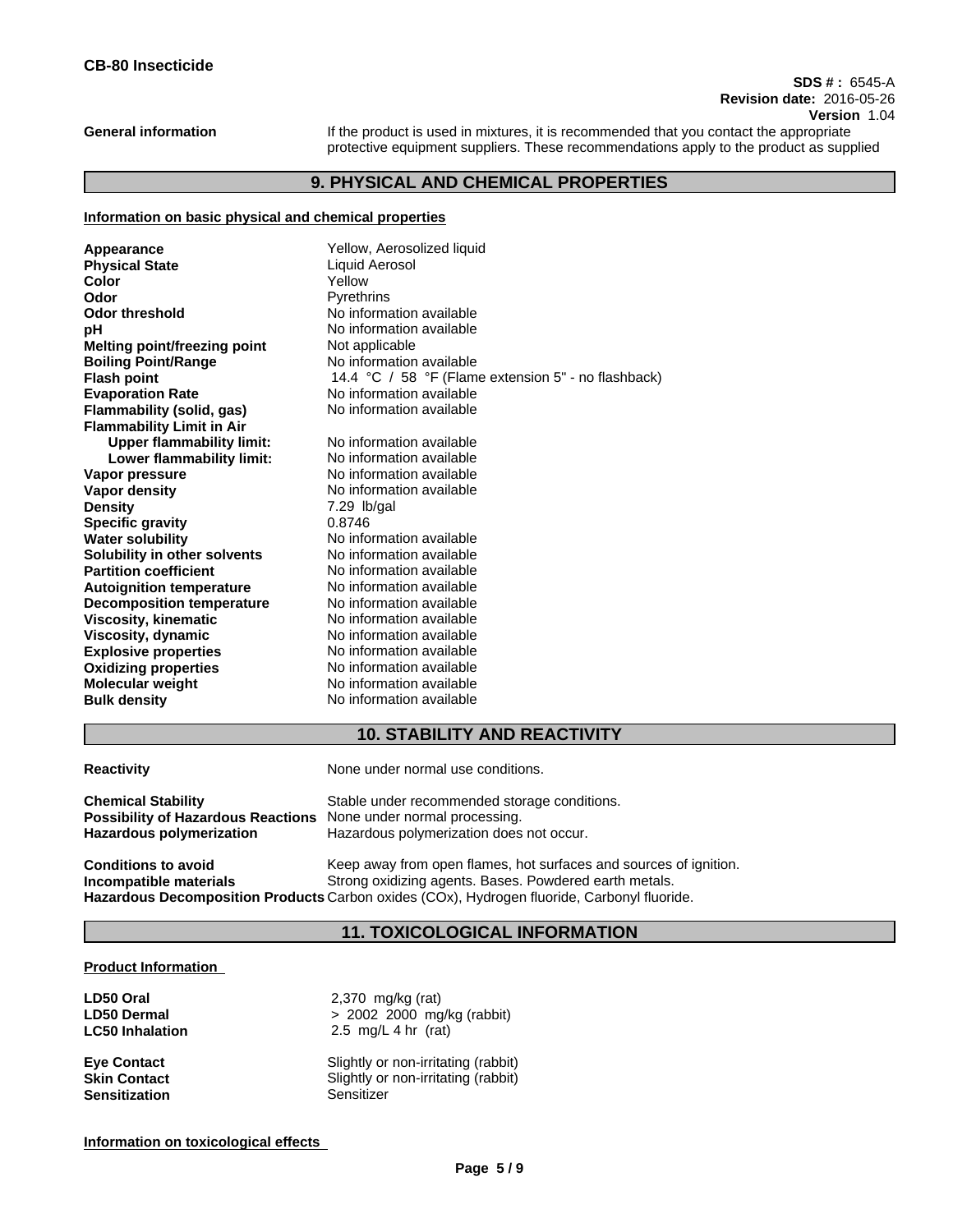**General information** If the product is used in mixtures, it is recommended that you contact the appropriate protective equipment suppliers. These recommendations apply to the product as supplied

## 9. PHYSICAL AND CHEMICAL PROPERTIES

**Information on basic physical and chemical properties**

| | |
|---|---|
| **Appearance** | Yellow, Aerosolized liquid |
| **Physical State** | Liquid Aerosol |
| **Color** | Yellow |
| **Odor** | Pyrethrins |
| **Odor threshold** | No information available |
| **pH** | No information available |
| **Melting point/freezing point** | Not applicable |
| **Boiling Point/Range** | No information available |
| **Flash point** | 14.4 °C / 58 °F (Flame extension 5" - no flashback) |
| **Evaporation Rate** | No information available |
| **Flammability (solid, gas)** | No information available |
| **Flammability Limit in Air** | |
| **Upper flammability limit:** | No information available |
| **Lower flammability limit:** | No information available |
| **Vapor pressure** | No information available |
| **Vapor density** | No information available |
| **Density** | 7.29 lb/gal |
| **Specific gravity** | 0.8746 |
| **Water solubility** | No information available |
| **Solubility in other solvents** | No information available |
| **Partition coefficient** | No information available |
| **Autoignition temperature** | No information available |
| **Decomposition temperature** | No information available |
| **Viscosity, kinematic** | No information available |
| **Viscosity, dynamic** | No information available |
| **Explosive properties** | No information available |
| **Oxidizing properties** | No information available |
| **Molecular weight** | No information available |
| **Bulk density** | No information available |

## 10. STABILITY AND REACTIVITY

**Reactivity** None under normal use conditions.

**Chemical Stability** Stable under recommended storage conditions.
**Possibility of Hazardous Reactions** None under normal processing.
**Hazardous polymerization** Hazardous polymerization does not occur.

**Conditions to avoid** Keep away from open flames, hot surfaces and sources of ignition.
**Incompatible materials** Strong oxidizing agents. Bases. Powdered earth metals.
**Hazardous Decomposition Products** Carbon oxides (COx), Hydrogen fluoride, Carbonyl fluoride.

## 11. TOXICOLOGICAL INFORMATION

**Product Information**

| | |
|---|---|
| **LD50 Oral** | 2,370 mg/kg (rat) |
| **LD50 Dermal** | > 2002 2000 mg/kg (rabbit) |
| **LC50 Inhalation** | 2.5 mg/L 4 hr (rat) |
| **Eye Contact** | Slightly or non-irritating (rabbit) |
| **Skin Contact** | Slightly or non-irritating (rabbit) |
| **Sensitization** | Sensitizer |

**Information on toxicological effects**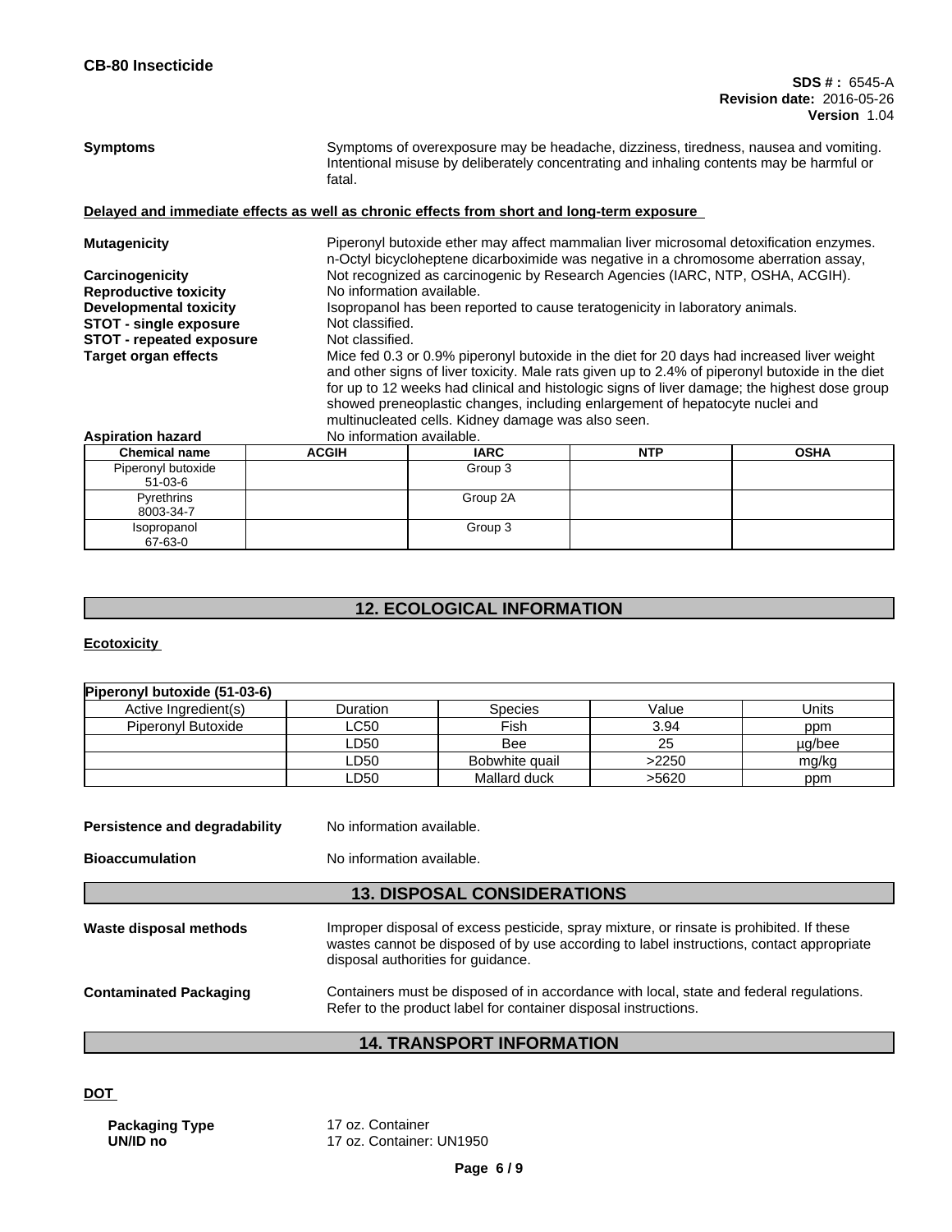**Symptoms** Symptoms of overexposure may be headache, dizziness, tiredness, nausea and vomiting. Intentional misuse by deliberately concentrating and inhaling contents may be harmful or fatal.

**Delayed and immediate effects as well as chronic effects from short and long-term exposure**

**Mutagenicity** Piperonyl butoxide ether may affect mammalian liver microsomal detoxification enzymes. n-Octyl bicycloheptene dicarboximide was negative in a chromosome aberration assay,

**Carcinogenicity** Not recognized as carcinogenic by Research Agencies (IARC, NTP, OSHA, ACGIH).

**Reproductive toxicity** No information available.

**Developmental toxicity** Isopropanol has been reported to cause teratogenicity in laboratory animals.

**STOT - single exposure** Not classified.

**STOT - repeated exposure** Not classified.

**Target organ effects** Mice fed 0.3 or 0.9% piperonyl butoxide in the diet for 20 days had increased liver weight and other signs of liver toxicity. Male rats given up to 2.4% of piperonyl butoxide in the diet for up to 12 weeks had clinical and histologic signs of liver damage; the highest dose group showed preneoplastic changes, including enlargement of hepatocyte nuclei and multinucleated cells. Kidney damage was also seen.

**Aspiration hazard** No information available.

| Chemical name | ACGIH | IARC | NTP | OSHA |
|---|---|---|---|---|
| Piperonyl butoxide 51-03-6 | | Group 3 | | |
| Pyrethrins 8003-34-7 | | Group 2A | | |
| Isopropanol 67-63-0 | | Group 3 | | |

## 12. ECOLOGICAL INFORMATION

**Ecotoxicity**

| Piperonyl butoxide (51-03-6) | | | | |
|---|---|---|---|---|
| Active Ingredient(s) | Duration | Species | Value | Units |
| Piperonyl Butoxide | LC50 | Fish | 3.94 | ppm |
| | LD50 | Bee | 25 | µg/bee |
| | LD50 | Bobwhite quail | >2250 | mg/kg |
| | LD50 | Mallard duck | >5620 | ppm |

**Persistence and degradability** No information available.

**Bioaccumulation** No information available.

## 13. DISPOSAL CONSIDERATIONS

**Waste disposal methods** Improper disposal of excess pesticide, spray mixture, or rinsate is prohibited. If these wastes cannot be disposed of by use according to label instructions, contact appropriate disposal authorities for guidance.

**Contaminated Packaging** Containers must be disposed of in accordance with local, state and federal regulations. Refer to the product label for container disposal instructions.

## 14. TRANSPORT INFORMATION

**DOT**

**Packaging Type** 17 oz. Container

**UN/ID no** 17 oz. Container: UN1950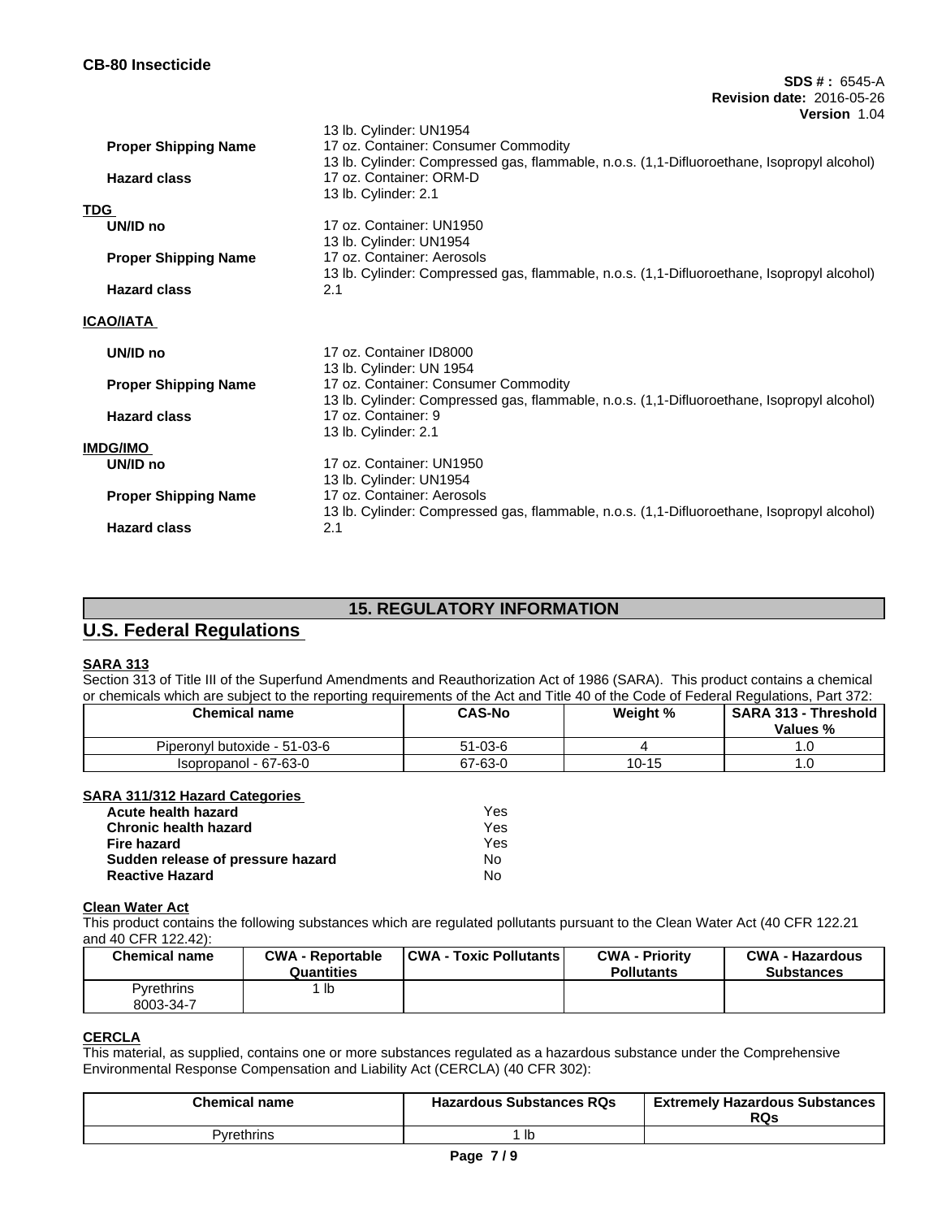13 lb. Cylinder: UN1954

**Proper Shipping Name** 17 oz. Container: Consumer Commodity
13 lb. Cylinder: Compressed gas, flammable, n.o.s. (1,1-Difluoroethane, Isopropyl alcohol)

**Hazard class** 17 oz. Container: ORM-D
13 lb. Cylinder: 2.1

**TDG**

**UN/ID no** 17 oz. Container: UN1950
13 lb. Cylinder: UN1954

**Proper Shipping Name** 17 oz. Container: Aerosols
13 lb. Cylinder: Compressed gas, flammable, n.o.s. (1,1-Difluoroethane, Isopropyl alcohol)

**Hazard class** 2.1

**ICAO/IATA**

**UN/ID no** 17 oz. Container ID8000
13 lb. Cylinder: UN 1954

**Proper Shipping Name** 17 oz. Container: Consumer Commodity
13 lb. Cylinder: Compressed gas, flammable, n.o.s. (1,1-Difluoroethane, Isopropyl alcohol)

**Hazard class** 17 oz. Container: 9
13 lb. Cylinder: 2.1

**IMDG/IMO**

**UN/ID no** 17 oz. Container: UN1950
13 lb. Cylinder: UN1954

**Proper Shipping Name** 17 oz. Container: Aerosols
13 lb. Cylinder: Compressed gas, flammable, n.o.s. (1,1-Difluoroethane, Isopropyl alcohol)

**Hazard class** 2.1

## 15. REGULATORY INFORMATION

## U.S. Federal Regulations

**SARA 313**

Section 313 of Title III of the Superfund Amendments and Reauthorization Act of 1986 (SARA). This product contains a chemical or chemicals which are subject to the reporting requirements of the Act and Title 40 of the Code of Federal Regulations, Part 372:

| Chemical name | CAS-No | Weight % | SARA 313 - Threshold Values % |
|---|---|---|---|
| Piperonyl butoxide - 51-03-6 | 51-03-6 | 4 | 1.0 |
| Isopropanol - 67-63-0 | 67-63-0 | 10-15 | 1.0 |

**SARA 311/312 Hazard Categories**

| | |
|---|---|
| **Acute health hazard** | Yes |
| **Chronic health hazard** | Yes |
| **Fire hazard** | Yes |
| **Sudden release of pressure hazard** | No |
| **Reactive Hazard** | No |

**Clean Water Act**

This product contains the following substances which are regulated pollutants pursuant to the Clean Water Act (40 CFR 122.21 and 40 CFR 122.42):

| Chemical name | CWA - Reportable Quantities | CWA - Toxic Pollutants | CWA - Priority Pollutants | CWA - Hazardous Substances |
|---|---|---|---|---|
| Pyrethrins 8003-34-7 | 1 lb | | | |

**CERCLA**

This material, as supplied, contains one or more substances regulated as a hazardous substance under the Comprehensive Environmental Response Compensation and Liability Act (CERCLA) (40 CFR 302):

| Chemical name | Hazardous Substances RQs | Extremely Hazardous Substances RQs |
|---|---|---|
| Pyrethrins | 1 lb | |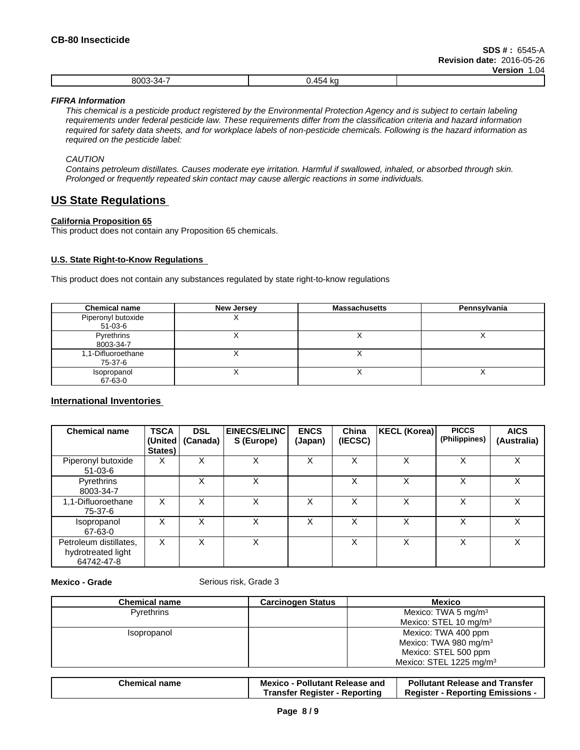| 8003-34-7 | 0.454 kg | |
|---|---|---|

***FIFRA Information***

*This chemical is a pesticide product registered by the Environmental Protection Agency and is subject to certain labeling requirements under federal pesticide law. These requirements differ from the classification criteria and hazard information required for safety data sheets, and for workplace labels of non-pesticide chemicals. Following is the hazard information as required on the pesticide label:*

*CAUTION*

*Contains petroleum distillates. Causes moderate eye irritation. Harmful if swallowed, inhaled, or absorbed through skin. Prolonged or frequently repeated skin contact may cause allergic reactions in some individuals.*

## US State Regulations

**California Proposition 65**

This product does not contain any Proposition 65 chemicals.

**U.S. State Right-to-Know Regulations**

This product does not contain any substances regulated by state right-to-know regulations

| Chemical name | New Jersey | Massachusetts | Pennsylvania |
|---|---|---|---|
| Piperonyl butoxide 51-03-6 | X | | |
| Pyrethrins 8003-34-7 | X | X | X |
| 1,1-Difluoroethane 75-37-6 | X | X | |
| Isopropanol 67-63-0 | X | X | X |

## International Inventories

| Chemical name | TSCA (United States) | DSL (Canada) | EINECS/ELINCS (Europe) | ENCS (Japan) | China (IECSC) | KECL (Korea) | PICCS (Philippines) | AICS (Australia) |
|---|---|---|---|---|---|---|---|---|
| Piperonyl butoxide 51-03-6 | X | X | X | X | X | X | X | X |
| Pyrethrins 8003-34-7 | | X | X | | X | X | X | X |
| 1,1-Difluoroethane 75-37-6 | X | X | X | X | X | X | X | X |
| Isopropanol 67-63-0 | X | X | X | X | X | X | X | X |
| Petroleum distillates, hydrotreated light 64742-47-8 | X | X | X | | X | X | X | X |

**Mexico - Grade** Serious risk, Grade 3

| Chemical name | Carcinogen Status | Mexico |
|---|---|---|
| Pyrethrins | | Mexico: TWA 5 mg/m³<br>Mexico: STEL 10 mg/m³ |
| Isopropanol | | Mexico: TWA 400 ppm<br>Mexico: TWA 980 mg/m³<br>Mexico: STEL 500 ppm<br>Mexico: STEL 1225 mg/m³ |

| Chemical name | Mexico - Pollutant Release and Transfer Register - Reporting | Pollutant Release and Transfer Register - Reporting Emissions - |
|---|---|---|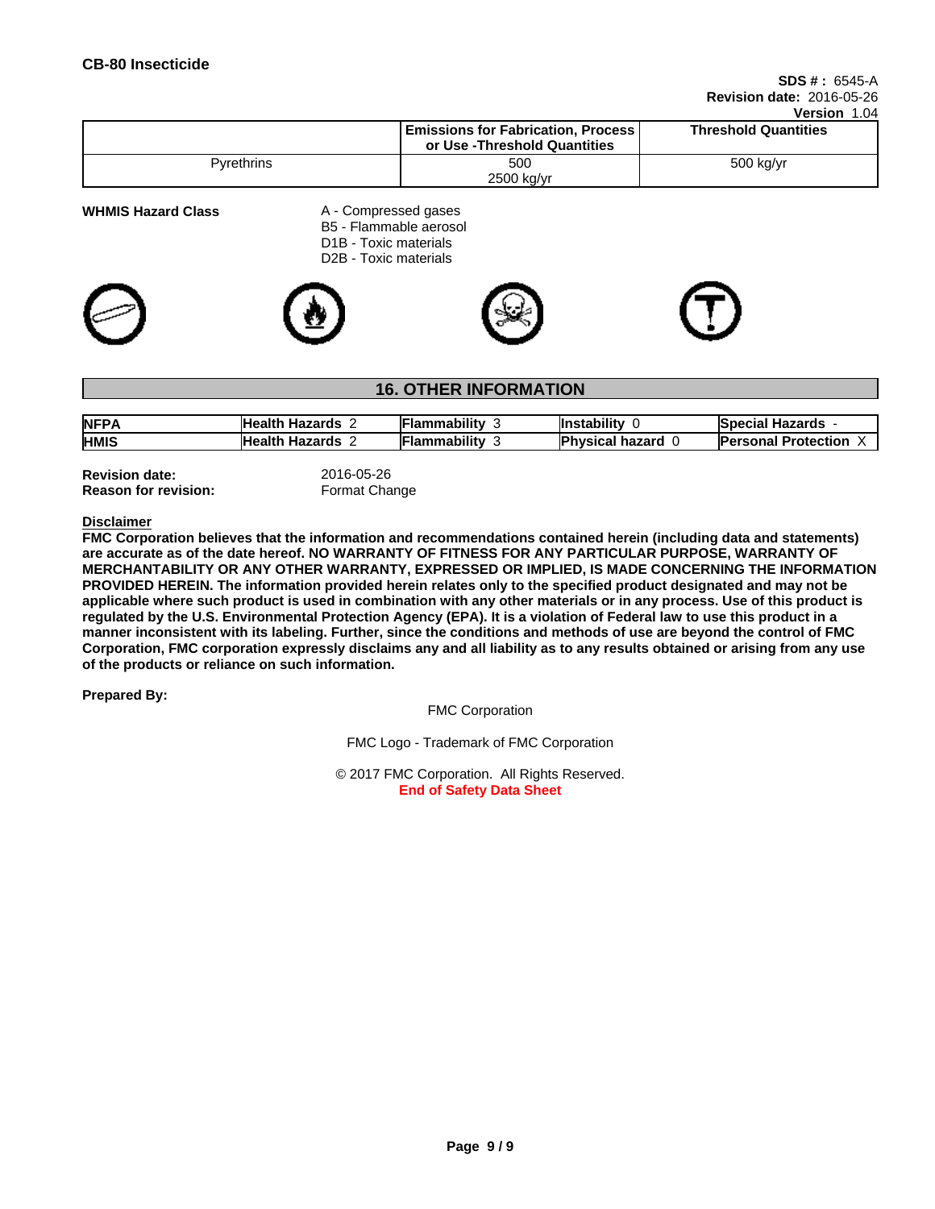**CB-80 Insecticide**

**SDS # :** 6545-A
**Revision date:** 2016-05-26
**Version** 1.04

| | Emissions for Fabrication, Process or Use -Threshold Quantities | Threshold Quantities |
|---|---|---|
| Pyrethrins | 500<br>2500 kg/yr | 500 kg/yr |

**WHMIS Hazard Class**

A - Compressed gases
B5 - Flammable aerosol
D1B - Toxic materials
D2B - Toxic materials

## 16. OTHER INFORMATION

| | | | | |
|---|---|---|---|---|
| **NFPA** | **Health Hazards** 2 | **Flammability** 3 | **Instability** 0 | **Special Hazards** - |
| **HMIS** | **Health Hazards** 2 | **Flammability** 3 | **Physical hazard** 0 | **Personal Protection** X |

**Revision date:** 2016-05-26
**Reason for revision:** Format Change

**Disclaimer**

**FMC Corporation believes that the information and recommendations contained herein (including data and statements) are accurate as of the date hereof. NO WARRANTY OF FITNESS FOR ANY PARTICULAR PURPOSE, WARRANTY OF MERCHANTABILITY OR ANY OTHER WARRANTY, EXPRESSED OR IMPLIED, IS MADE CONCERNING THE INFORMATION PROVIDED HEREIN. The information provided herein relates only to the specified product designated and may not be applicable where such product is used in combination with any other materials or in any process. Use of this product is regulated by the U.S. Environmental Protection Agency (EPA). It is a violation of Federal law to use this product in a manner inconsistent with its labeling. Further, since the conditions and methods of use are beyond the control of FMC Corporation, FMC corporation expressly disclaims any and all liability as to any results obtained or arising from any use of the products or reliance on such information.**

**Prepared By:**

FMC Corporation

FMC Logo - Trademark of FMC Corporation

© 2017 FMC Corporation. All Rights Reserved.

**End of Safety Data Sheet**